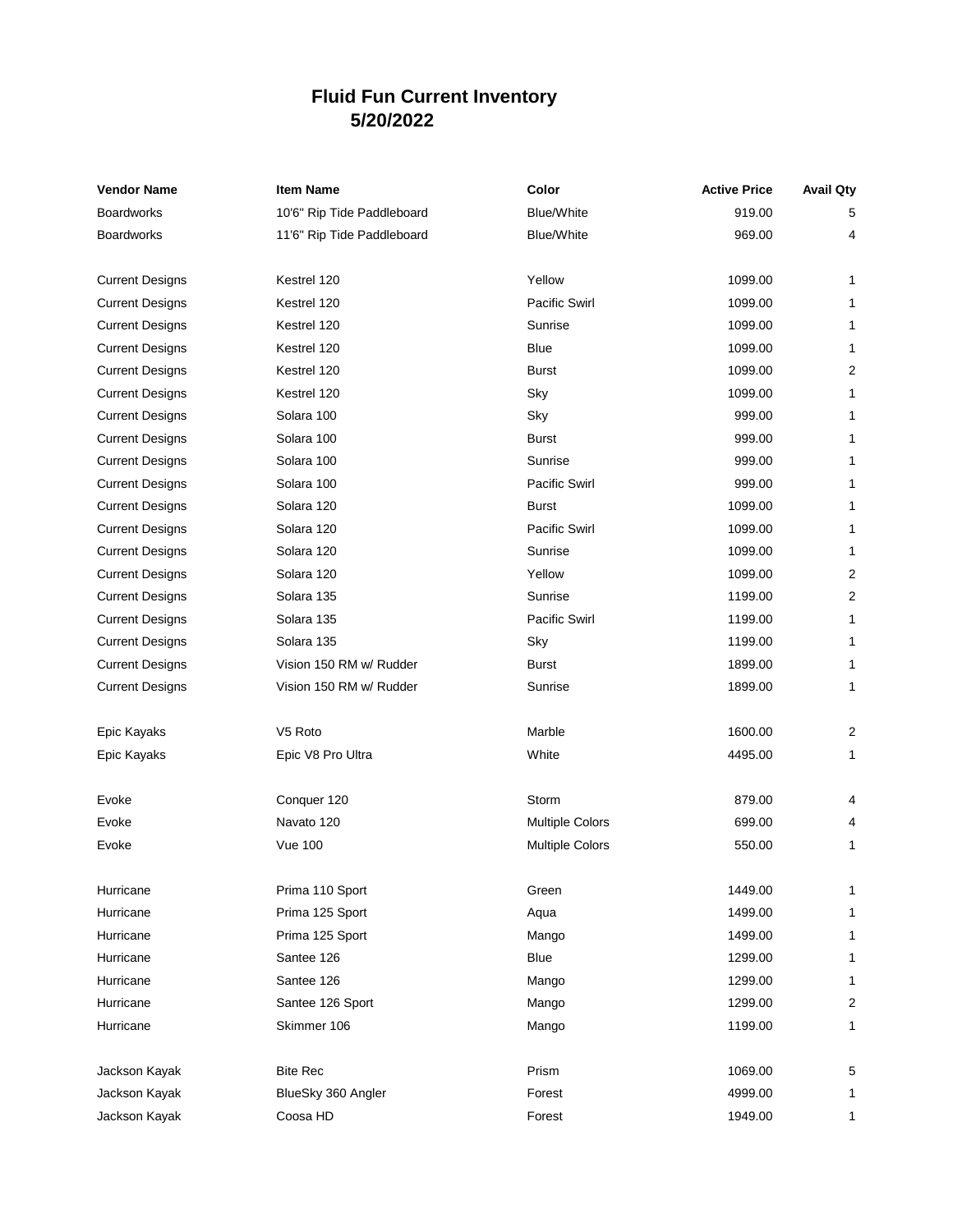# Fluid Fun Current Inventory
## 5/20/2022

| Vendor Name | Item Name | Color | Active Price | Avail Qty |
|---|---|---|---|---|
| Boardworks | 10'6" Rip Tide Paddleboard | Blue/White | 919.00 | 5 |
| Boardworks | 11'6" Rip Tide Paddleboard | Blue/White | 969.00 | 4 |
| | | | | |
| Current Designs | Kestrel 120 | Yellow | 1099.00 | 1 |
| Current Designs | Kestrel 120 | Pacific Swirl | 1099.00 | 1 |
| Current Designs | Kestrel 120 | Sunrise | 1099.00 | 1 |
| Current Designs | Kestrel 120 | Blue | 1099.00 | 1 |
| Current Designs | Kestrel 120 | Burst | 1099.00 | 2 |
| Current Designs | Kestrel 120 | Sky | 1099.00 | 1 |
| Current Designs | Solara 100 | Sky | 999.00 | 1 |
| Current Designs | Solara 100 | Burst | 999.00 | 1 |
| Current Designs | Solara 100 | Sunrise | 999.00 | 1 |
| Current Designs | Solara 100 | Pacific Swirl | 999.00 | 1 |
| Current Designs | Solara 120 | Burst | 1099.00 | 1 |
| Current Designs | Solara 120 | Pacific Swirl | 1099.00 | 1 |
| Current Designs | Solara 120 | Sunrise | 1099.00 | 1 |
| Current Designs | Solara 120 | Yellow | 1099.00 | 2 |
| Current Designs | Solara 135 | Sunrise | 1199.00 | 2 |
| Current Designs | Solara 135 | Pacific Swirl | 1199.00 | 1 |
| Current Designs | Solara 135 | Sky | 1199.00 | 1 |
| Current Designs | Vision 150 RM w/ Rudder | Burst | 1899.00 | 1 |
| Current Designs | Vision 150 RM w/ Rudder | Sunrise | 1899.00 | 1 |
| | | | | |
| Epic Kayaks | V5 Roto | Marble | 1600.00 | 2 |
| Epic Kayaks | Epic V8 Pro Ultra | White | 4495.00 | 1 |
| | | | | |
| Evoke | Conquer 120 | Storm | 879.00 | 4 |
| Evoke | Navato 120 | Multiple Colors | 699.00 | 4 |
| Evoke | Vue 100 | Multiple Colors | 550.00 | 1 |
| | | | | |
| Hurricane | Prima 110 Sport | Green | 1449.00 | 1 |
| Hurricane | Prima 125 Sport | Aqua | 1499.00 | 1 |
| Hurricane | Prima 125 Sport | Mango | 1499.00 | 1 |
| Hurricane | Santee 126 | Blue | 1299.00 | 1 |
| Hurricane | Santee 126 | Mango | 1299.00 | 1 |
| Hurricane | Santee 126 Sport | Mango | 1299.00 | 2 |
| Hurricane | Skimmer 106 | Mango | 1199.00 | 1 |
| | | | | |
| Jackson Kayak | Bite Rec | Prism | 1069.00 | 5 |
| Jackson Kayak | BlueSky 360 Angler | Forest | 4999.00 | 1 |
| Jackson Kayak | Coosa HD | Forest | 1949.00 | 1 |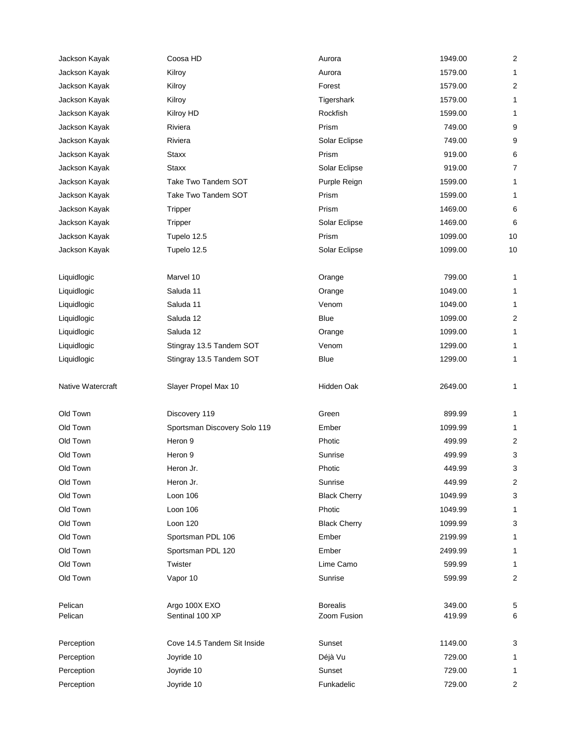| | | | | |
|---|---|---|---|---|
| Jackson Kayak | Coosa HD | Aurora | 1949.00 | 2 |
| Jackson Kayak | Kilroy | Aurora | 1579.00 | 1 |
| Jackson Kayak | Kilroy | Forest | 1579.00 | 2 |
| Jackson Kayak | Kilroy | Tigershark | 1579.00 | 1 |
| Jackson Kayak | Kilroy HD | Rockfish | 1599.00 | 1 |
| Jackson Kayak | Riviera | Prism | 749.00 | 9 |
| Jackson Kayak | Riviera | Solar Eclipse | 749.00 | 9 |
| Jackson Kayak | Staxx | Prism | 919.00 | 6 |
| Jackson Kayak | Staxx | Solar Eclipse | 919.00 | 7 |
| Jackson Kayak | Take Two Tandem SOT | Purple Reign | 1599.00 | 1 |
| Jackson Kayak | Take Two Tandem SOT | Prism | 1599.00 | 1 |
| Jackson Kayak | Tripper | Prism | 1469.00 | 6 |
| Jackson Kayak | Tripper | Solar Eclipse | 1469.00 | 6 |
| Jackson Kayak | Tupelo 12.5 | Prism | 1099.00 | 10 |
| Jackson Kayak | Tupelo 12.5 | Solar Eclipse | 1099.00 | 10 |
| | | | | |
| Liquidlogic | Marvel 10 | Orange | 799.00 | 1 |
| Liquidlogic | Saluda 11 | Orange | 1049.00 | 1 |
| Liquidlogic | Saluda 11 | Venom | 1049.00 | 1 |
| Liquidlogic | Saluda 12 | Blue | 1099.00 | 2 |
| Liquidlogic | Saluda 12 | Orange | 1099.00 | 1 |
| Liquidlogic | Stingray 13.5 Tandem SOT | Venom | 1299.00 | 1 |
| Liquidlogic | Stingray 13.5 Tandem SOT | Blue | 1299.00 | 1 |
| | | | | |
| Native Watercraft | Slayer Propel Max 10 | Hidden Oak | 2649.00 | 1 |
| | | | | |
| Old Town | Discovery 119 | Green | 899.99 | 1 |
| Old Town | Sportsman Discovery Solo 119 | Ember | 1099.99 | 1 |
| Old Town | Heron 9 | Photic | 499.99 | 2 |
| Old Town | Heron 9 | Sunrise | 499.99 | 3 |
| Old Town | Heron Jr. | Photic | 449.99 | 3 |
| Old Town | Heron Jr. | Sunrise | 449.99 | 2 |
| Old Town | Loon 106 | Black Cherry | 1049.99 | 3 |
| Old Town | Loon 106 | Photic | 1049.99 | 1 |
| Old Town | Loon 120 | Black Cherry | 1099.99 | 3 |
| Old Town | Sportsman PDL 106 | Ember | 2199.99 | 1 |
| Old Town | Sportsman PDL 120 | Ember | 2499.99 | 1 |
| Old Town | Twister | Lime Camo | 599.99 | 1 |
| Old Town | Vapor 10 | Sunrise | 599.99 | 2 |
| | | | | |
| Pelican | Argo 100X EXO | Borealis | 349.00 | 5 |
| Pelican | Sentinal 100 XP | Zoom Fusion | 419.99 | 6 |
| | | | | |
| Perception | Cove 14.5 Tandem Sit Inside | Sunset | 1149.00 | 3 |
| Perception | Joyride 10 | Déjà Vu | 729.00 | 1 |
| Perception | Joyride 10 | Sunset | 729.00 | 1 |
| Perception | Joyride 10 | Funkadelic | 729.00 | 2 |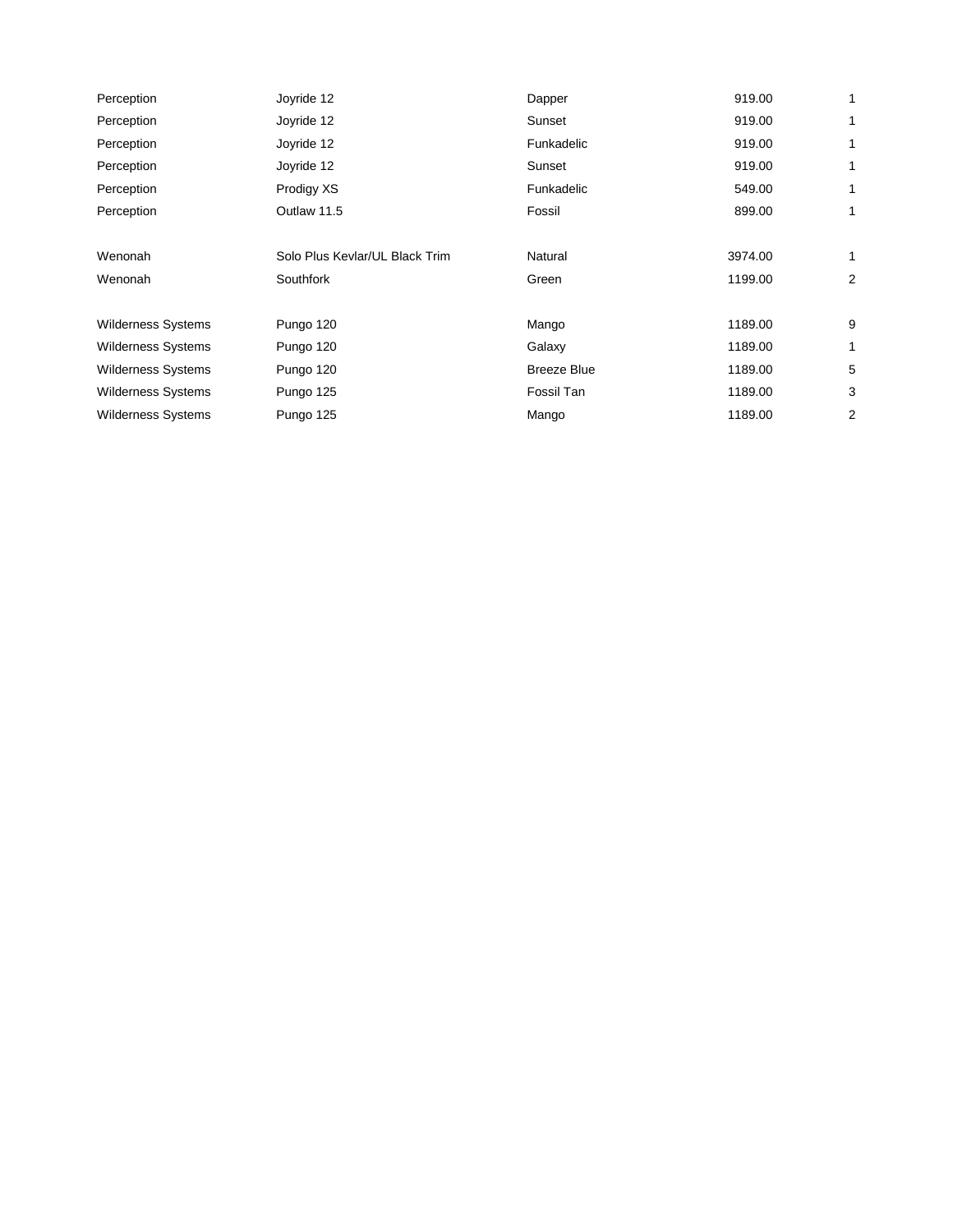| | | | | |
|---|---|---|---|---|
| Perception | Joyride 12 | Dapper | 919.00 | 1 |
| Perception | Joyride 12 | Sunset | 919.00 | 1 |
| Perception | Joyride 12 | Funkadelic | 919.00 | 1 |
| Perception | Joyride 12 | Sunset | 919.00 | 1 |
| Perception | Prodigy XS | Funkadelic | 549.00 | 1 |
| Perception | Outlaw 11.5 | Fossil | 899.00 | 1 |
| | | | | |
| Wenonah | Solo Plus Kevlar/UL Black Trim | Natural | 3974.00 | 1 |
| Wenonah | Southfork | Green | 1199.00 | 2 |
| | | | | |
| Wilderness Systems | Pungo 120 | Mango | 1189.00 | 9 |
| Wilderness Systems | Pungo 120 | Galaxy | 1189.00 | 1 |
| Wilderness Systems | Pungo 120 | Breeze Blue | 1189.00 | 5 |
| Wilderness Systems | Pungo 125 | Fossil Tan | 1189.00 | 3 |
| Wilderness Systems | Pungo 125 | Mango | 1189.00 | 2 |